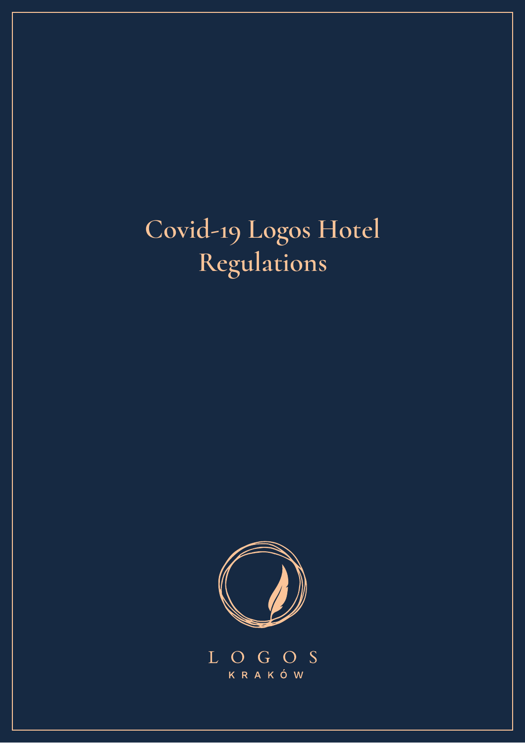# Covid-19 Logos Hotel Regulations

LOGOS

KRAKÓW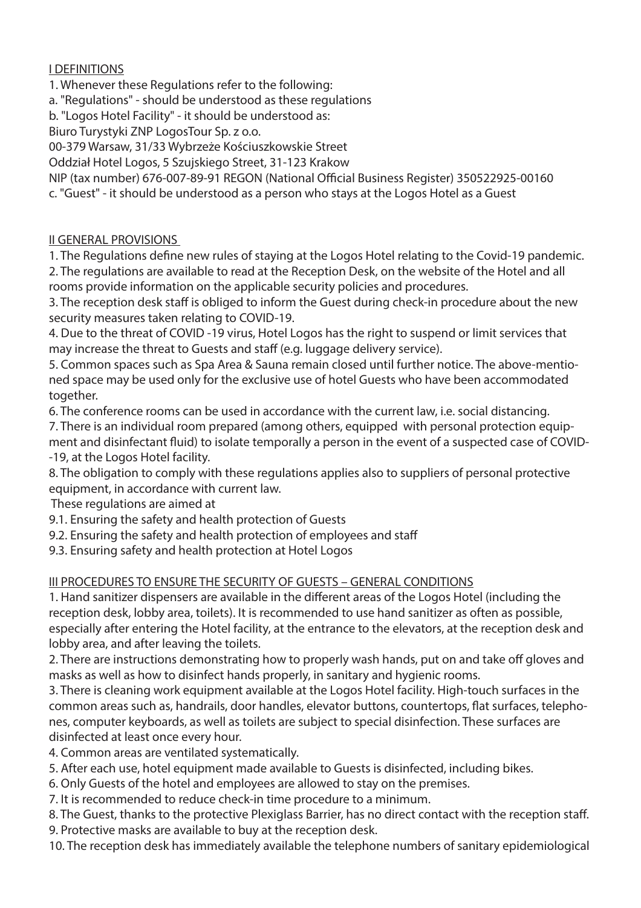## I DEFINITIONS

1. Whenever these Regulations refer to the following:

a. "Regulations" - should be understood as these regulations

b. "Logos Hotel Facility" - it should be understood as:

Biuro Turystyki ZNP LogosTour Sp. z o.o.

00-379 Warsaw, 31/33 Wybrzeże Kościuszkowskie Street

Oddział Hotel Logos, 5 Szujskiego Street, 31-123 Krakow

NIP (tax number) 676-007-89-91 REGON (National Official Business Register) 350522925-00160

c. "Guest" - it should be understood as a person who stays at the Logos Hotel as a Guest

## II GENERAL PROVISIONS

1. The Regulations define new rules of staying at the Logos Hotel relating to the Covid-19 pandemic.
2. The regulations are available to read at the Reception Desk, on the website of the Hotel and all rooms provide information on the applicable security policies and procedures.
3. The reception desk staff is obliged to inform the Guest during check-in procedure about the new security measures taken relating to COVID-19.
4. Due to the threat of COVID -19 virus, Hotel Logos has the right to suspend or limit services that may increase the threat to Guests and staff (e.g. luggage delivery service).
5. Common spaces such as Spa Area & Sauna remain closed until further notice. The above-mentioned space may be used only for the exclusive use of hotel Guests who have been accommodated together.
6. The conference rooms can be used in accordance with the current law, i.e. social distancing.
7. There is an individual room prepared (among others, equipped with personal protection equipment and disinfectant fluid) to isolate temporally a person in the event of a suspected case of COVID--19, at the Logos Hotel facility.
8. The obligation to comply with these regulations applies also to suppliers of personal protective equipment, in accordance with current law.

These regulations are aimed at

9.1. Ensuring the safety and health protection of Guests

9.2. Ensuring the safety and health protection of employees and staff

9.3. Ensuring safety and health protection at Hotel Logos

## III PROCEDURES TO ENSURE THE SECURITY OF GUESTS – GENERAL CONDITIONS

1. Hand sanitizer dispensers are available in the different areas of the Logos Hotel (including the reception desk, lobby area, toilets). It is recommended to use hand sanitizer as often as possible, especially after entering the Hotel facility, at the entrance to the elevators, at the reception desk and lobby area, and after leaving the toilets.
2. There are instructions demonstrating how to properly wash hands, put on and take off gloves and masks as well as how to disinfect hands properly, in sanitary and hygienic rooms.
3. There is cleaning work equipment available at the Logos Hotel facility. High-touch surfaces in the common areas such as, handrails, door handles, elevator buttons, countertops, flat surfaces, telephones, computer keyboards, as well as toilets are subject to special disinfection. These surfaces are disinfected at least once every hour.
4. Common areas are ventilated systematically.
5. After each use, hotel equipment made available to Guests is disinfected, including bikes.
6. Only Guests of the hotel and employees are allowed to stay on the premises.
7. It is recommended to reduce check-in time procedure to a minimum.
8. The Guest, thanks to the protective Plexiglass Barrier, has no direct contact with the reception staff.
9. Protective masks are available to buy at the reception desk.
10. The reception desk has immediately available the telephone numbers of sanitary epidemiological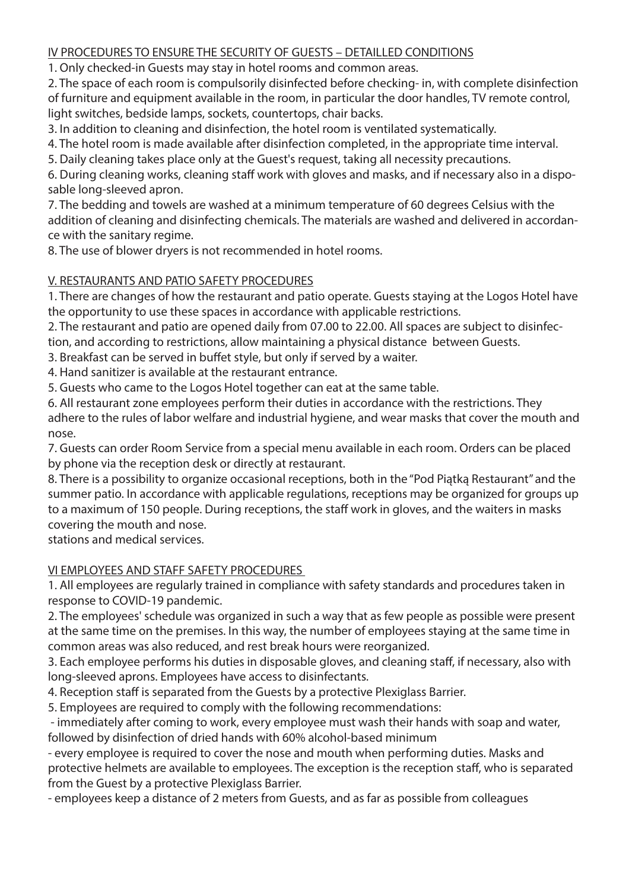## IV PROCEDURES TO ENSURE THE SECURITY OF GUESTS – DETAILLED CONDITIONS

1. Only checked-in Guests may stay in hotel rooms and common areas.
2. The space of each room is compulsorily disinfected before checking- in, with complete disinfection of furniture and equipment available in the room, in particular the door handles, TV remote control, light switches, bedside lamps, sockets, countertops, chair backs.
3. In addition to cleaning and disinfection, the hotel room is ventilated systematically.
4. The hotel room is made available after disinfection completed, in the appropriate time interval.
5. Daily cleaning takes place only at the Guest's request, taking all necessity precautions.
6. During cleaning works, cleaning staff work with gloves and masks, and if necessary also in a disposable long-sleeved apron.
7. The bedding and towels are washed at a minimum temperature of 60 degrees Celsius with the addition of cleaning and disinfecting chemicals. The materials are washed and delivered in accordance with the sanitary regime.
8. The use of blower dryers is not recommended in hotel rooms.

## V. RESTAURANTS AND PATIO SAFETY PROCEDURES

1. There are changes of how the restaurant and patio operate. Guests staying at the Logos Hotel have the opportunity to use these spaces in accordance with applicable restrictions.
2. The restaurant and patio are opened daily from 07.00 to 22.00. All spaces are subject to disinfection, and according to restrictions, allow maintaining a physical distance between Guests.
3. Breakfast can be served in buffet style, but only if served by a waiter.
4. Hand sanitizer is available at the restaurant entrance.
5. Guests who came to the Logos Hotel together can eat at the same table.
6. All restaurant zone employees perform their duties in accordance with the restrictions. They adhere to the rules of labor welfare and industrial hygiene, and wear masks that cover the mouth and nose.
7. Guests can order Room Service from a special menu available in each room. Orders can be placed by phone via the reception desk or directly at restaurant.
8. There is a possibility to organize occasional receptions, both in the "Pod Piątką Restaurant" and the summer patio. In accordance with applicable regulations, receptions may be organized for groups up to a maximum of 150 people. During receptions, the staff work in gloves, and the waiters in masks covering the mouth and nose.

stations and medical services.

## VI EMPLOYEES AND STAFF SAFETY PROCEDURES

1. All employees are regularly trained in compliance with safety standards and procedures taken in response to COVID-19 pandemic.
2. The employees' schedule was organized in such a way that as few people as possible were present at the same time on the premises. In this way, the number of employees staying at the same time in common areas was also reduced, and rest break hours were reorganized.
3. Each employee performs his duties in disposable gloves, and cleaning staff, if necessary, also with long-sleeved aprons. Employees have access to disinfectants.
4. Reception staff is separated from the Guests by a protective Plexiglass Barrier.
5. Employees are required to comply with the following recommendations:

- immediately after coming to work, every employee must wash their hands with soap and water, followed by disinfection of dried hands with 60% alcohol-based minimum
- every employee is required to cover the nose and mouth when performing duties. Masks and protective helmets are available to employees. The exception is the reception staff, who is separated from the Guest by a protective Plexiglass Barrier.
- employees keep a distance of 2 meters from Guests, and as far as possible from colleagues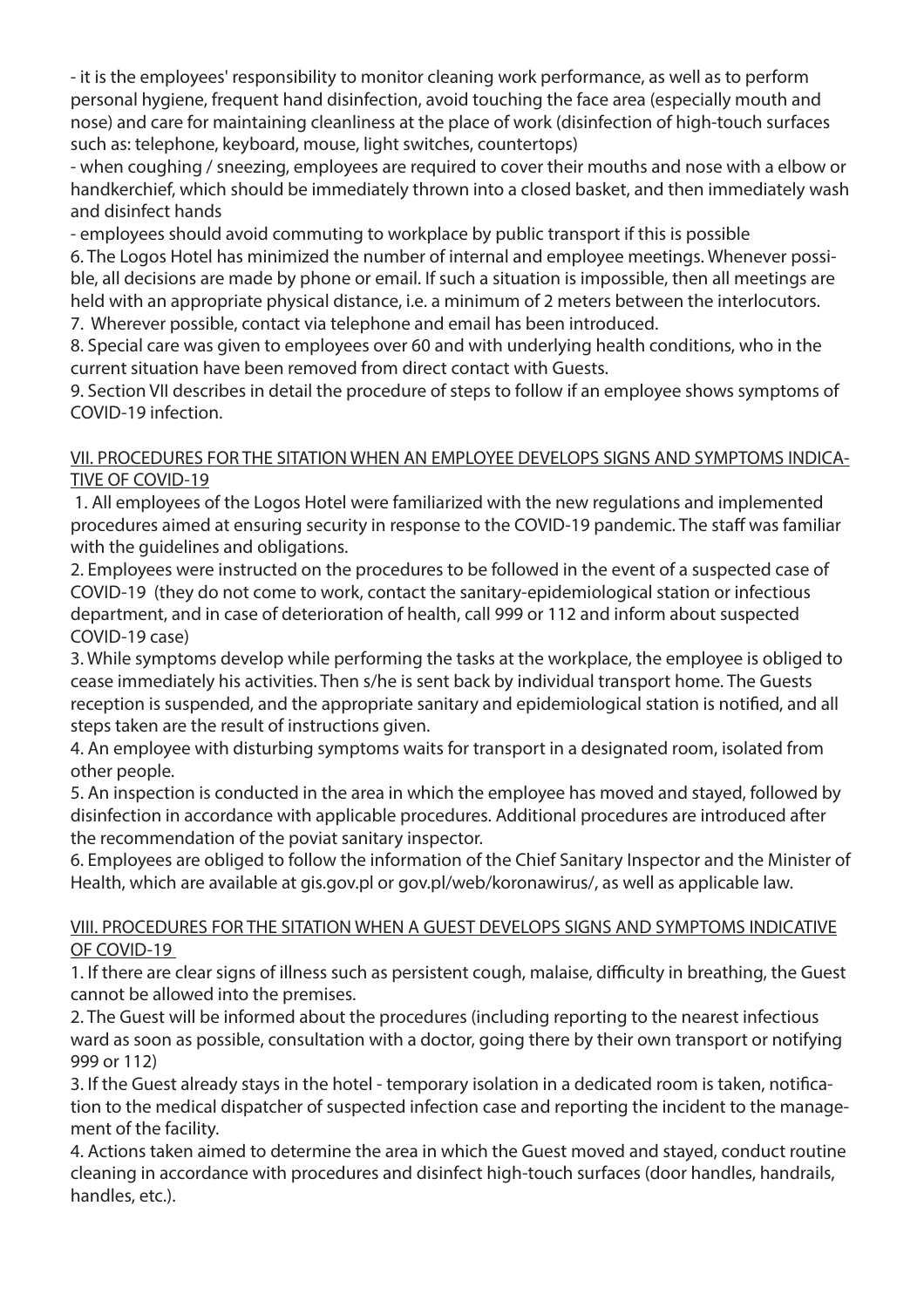- it is the employees' responsibility to monitor cleaning work performance, as well as to perform personal hygiene, frequent hand disinfection, avoid touching the face area (especially mouth and nose) and care for maintaining cleanliness at the place of work (disinfection of high-touch surfaces such as: telephone, keyboard, mouse, light switches, countertops)

- when coughing / sneezing, employees are required to cover their mouths and nose with a elbow or handkerchief, which should be immediately thrown into a closed basket, and then immediately wash and disinfect hands

- employees should avoid commuting to workplace by public transport if this is possible

6. The Logos Hotel has minimized the number of internal and employee meetings. Whenever possible, all decisions are made by phone or email. If such a situation is impossible, then all meetings are held with an appropriate physical distance, i.e. a minimum of 2 meters between the interlocutors.
7. Wherever possible, contact via telephone and email has been introduced.
8. Special care was given to employees over 60 and with underlying health conditions, who in the current situation have been removed from direct contact with Guests.
9. Section VII describes in detail the procedure of steps to follow if an employee shows symptoms of COVID-19 infection.

## VII. PROCEDURES FOR THE SITATION WHEN AN EMPLOYEE DEVELOPS SIGNS AND SYMPTOMS INDICATIVE OF COVID-19

1. All employees of the Logos Hotel were familiarized with the new regulations and implemented procedures aimed at ensuring security in response to the COVID-19 pandemic. The staff was familiar with the guidelines and obligations.
2. Employees were instructed on the procedures to be followed in the event of a suspected case of COVID-19 (they do not come to work, contact the sanitary-epidemiological station or infectious department, and in case of deterioration of health, call 999 or 112 and inform about suspected COVID-19 case)
3. While symptoms develop while performing the tasks at the workplace, the employee is obliged to cease immediately his activities. Then s/he is sent back by individual transport home. The Guests reception is suspended, and the appropriate sanitary and epidemiological station is notified, and all steps taken are the result of instructions given.
4. An employee with disturbing symptoms waits for transport in a designated room, isolated from other people.
5. An inspection is conducted in the area in which the employee has moved and stayed, followed by disinfection in accordance with applicable procedures. Additional procedures are introduced after the recommendation of the poviat sanitary inspector.
6. Employees are obliged to follow the information of the Chief Sanitary Inspector and the Minister of Health, which are available at gis.gov.pl or gov.pl/web/koronawirus/, as well as applicable law.

## VIII. PROCEDURES FOR THE SITATION WHEN A GUEST DEVELOPS SIGNS AND SYMPTOMS INDICATIVE OF COVID-19

1. If there are clear signs of illness such as persistent cough, malaise, difficulty in breathing, the Guest cannot be allowed into the premises.
2. The Guest will be informed about the procedures (including reporting to the nearest infectious ward as soon as possible, consultation with a doctor, going there by their own transport or notifying 999 or 112)
3. If the Guest already stays in the hotel - temporary isolation in a dedicated room is taken, notification to the medical dispatcher of suspected infection case and reporting the incident to the management of the facility.
4. Actions taken aimed to determine the area in which the Guest moved and stayed, conduct routine cleaning in accordance with procedures and disinfect high-touch surfaces (door handles, handrails, handles, etc.).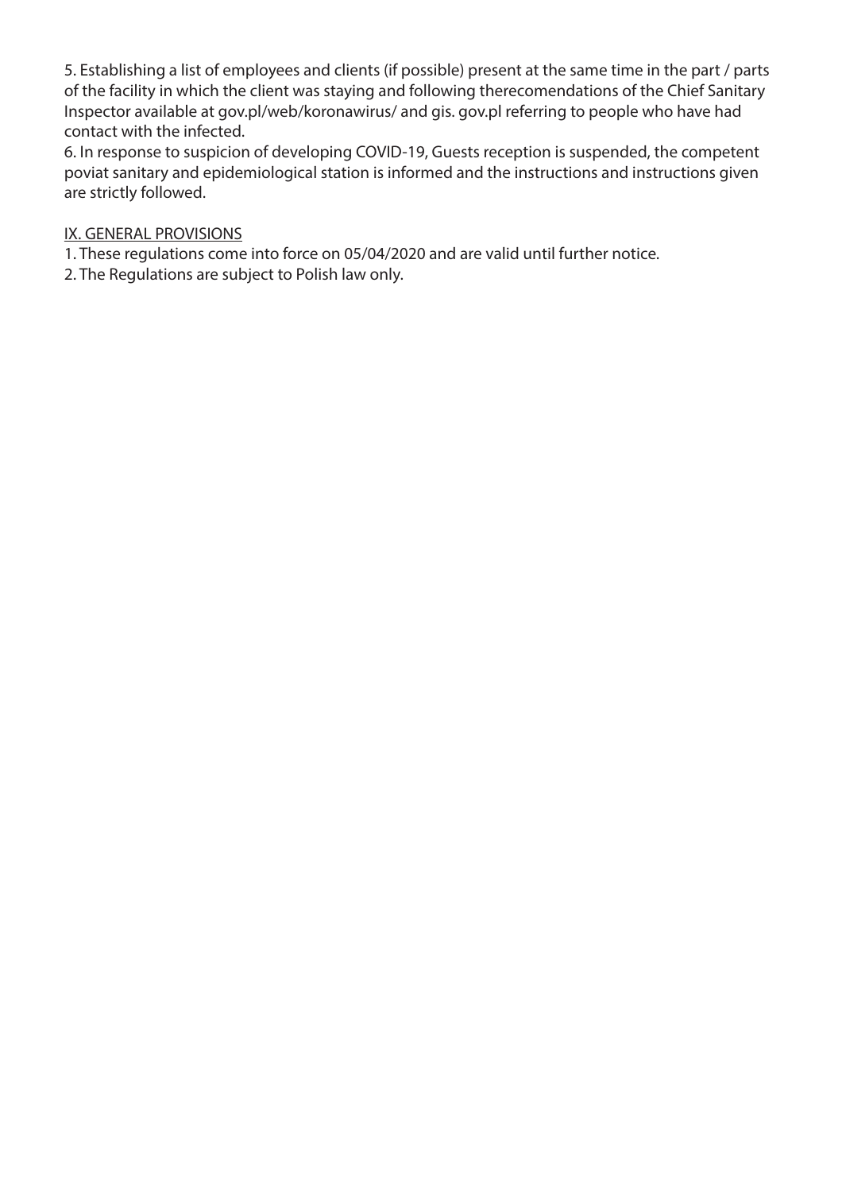5. Establishing a list of employees and clients (if possible) present at the same time in the part / parts of the facility in which the client was staying and following therecomendations of the Chief Sanitary Inspector available at gov.pl/web/koronawirus/ and gis. gov.pl referring to people who have had contact with the infected.

6. In response to suspicion of developing COVID-19, Guests reception is suspended, the competent poviat sanitary and epidemiological station is informed and the instructions and instructions given are strictly followed.

## IX. GENERAL PROVISIONS

1. These regulations come into force on 05/04/2020 and are valid until further notice.
2. The Regulations are subject to Polish law only.